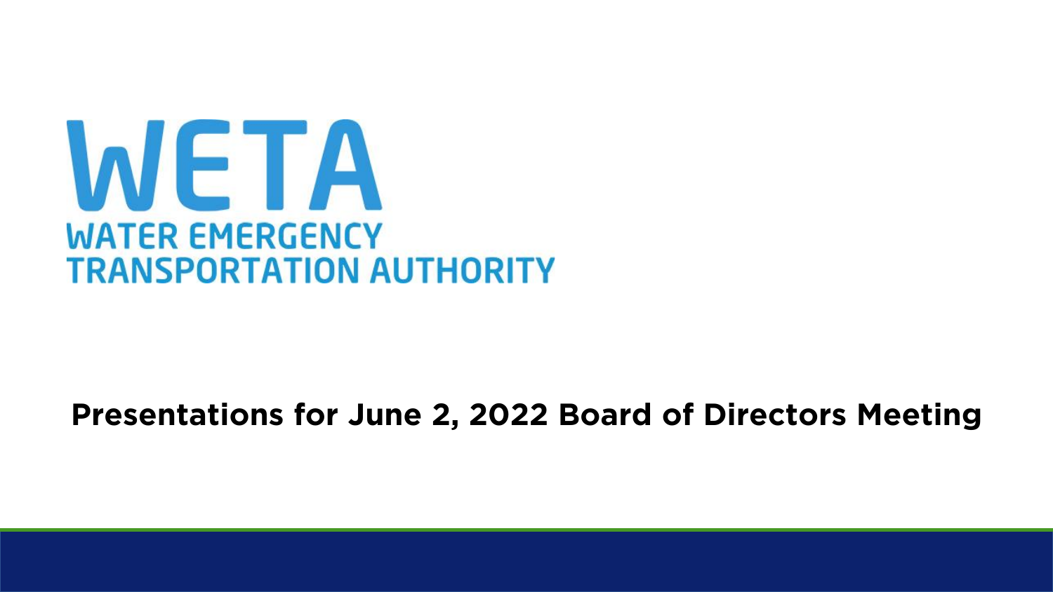# WETA

**WATER EMERGENCY TRANSPORTATION AUTHORITY**

**Presentations for June 2, 2022 Board of Directors Meeting**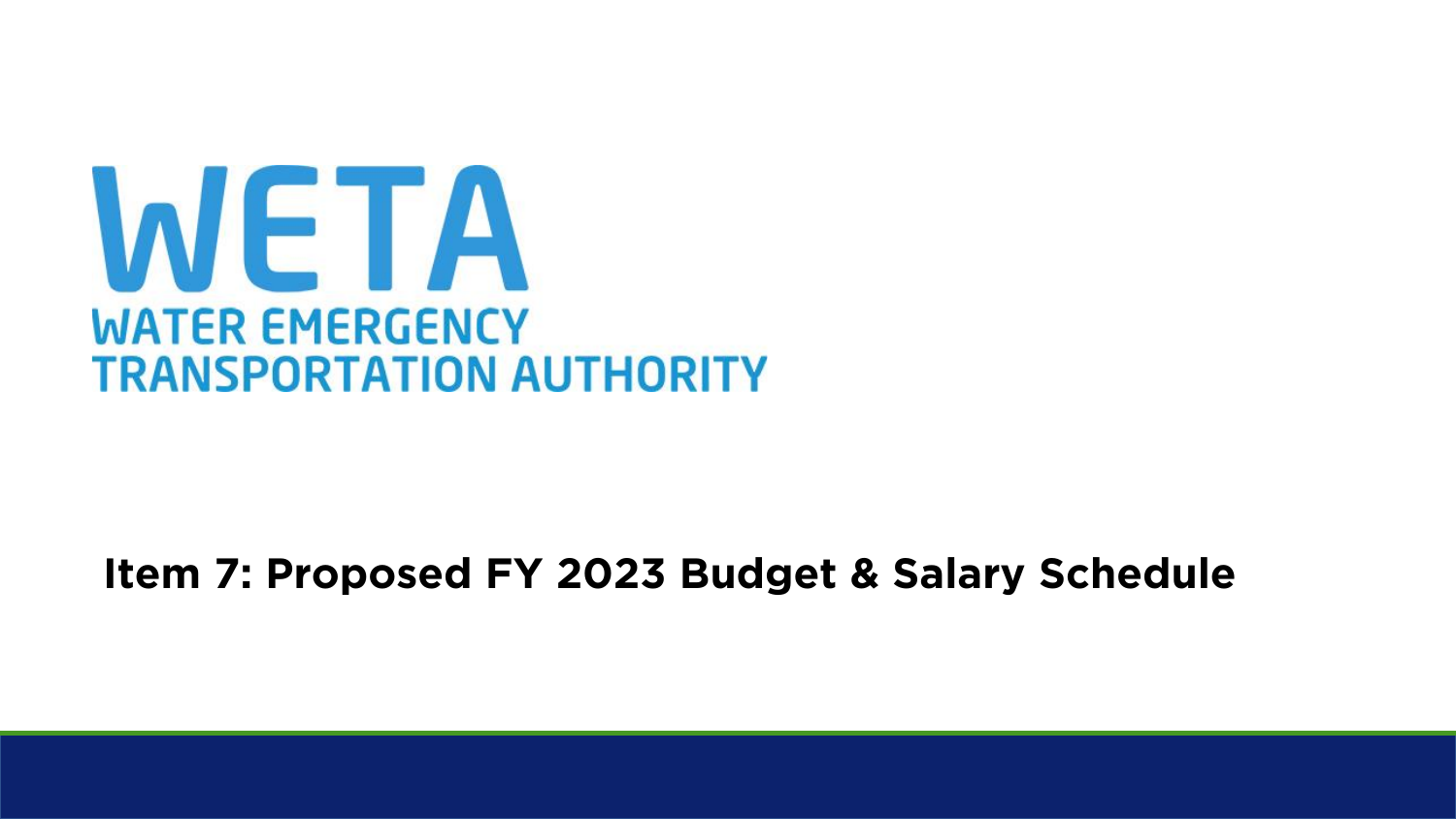# WETA

**WATER EMERGENCY TRANSPORTATION AUTHORITY**

## Item 7: Proposed FY 2023 Budget & Salary Schedule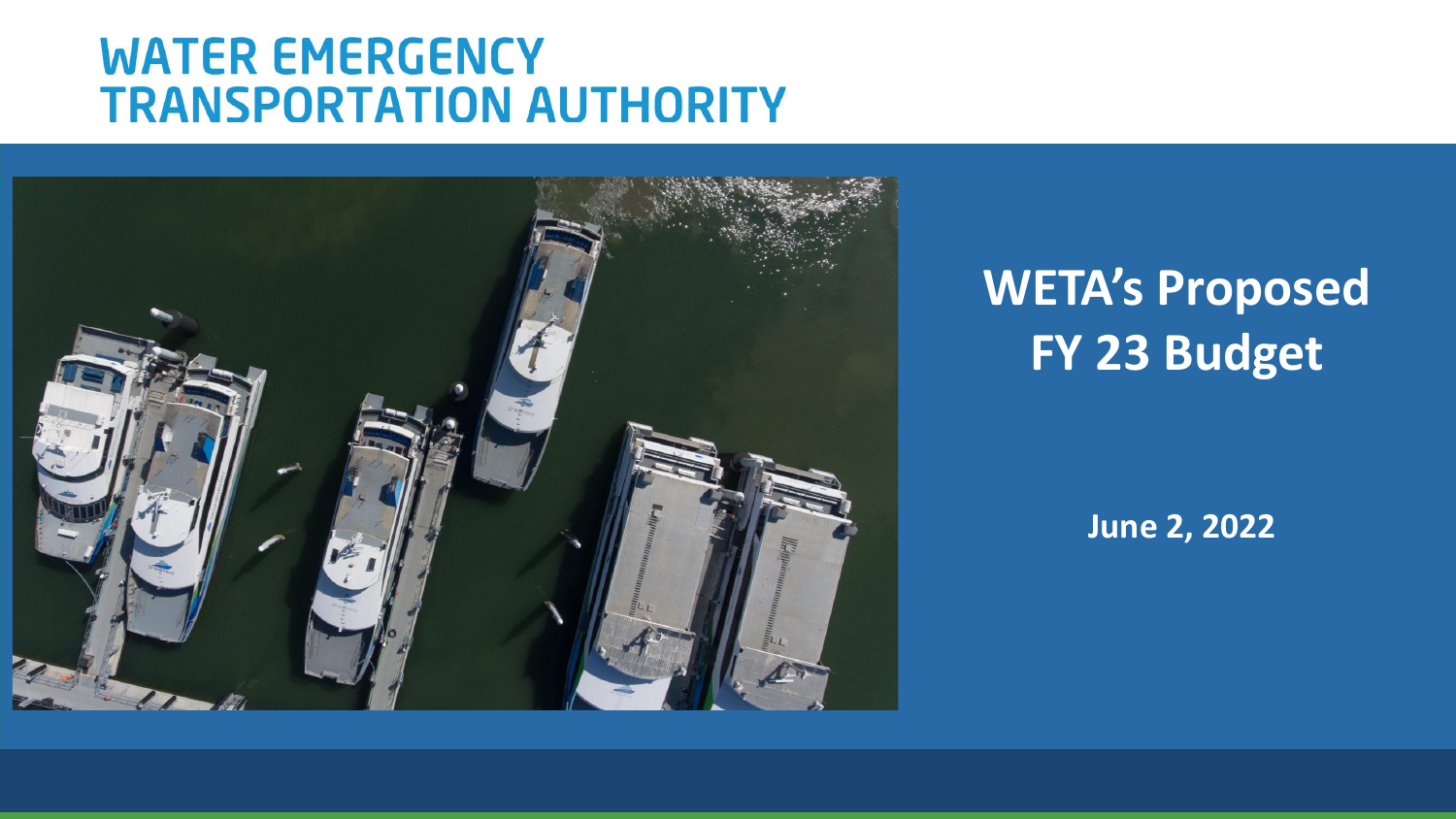# WATER EMERGENCY TRANSPORTATION AUTHORITY

## WETA's Proposed FY 23 Budget

**June 2, 2022**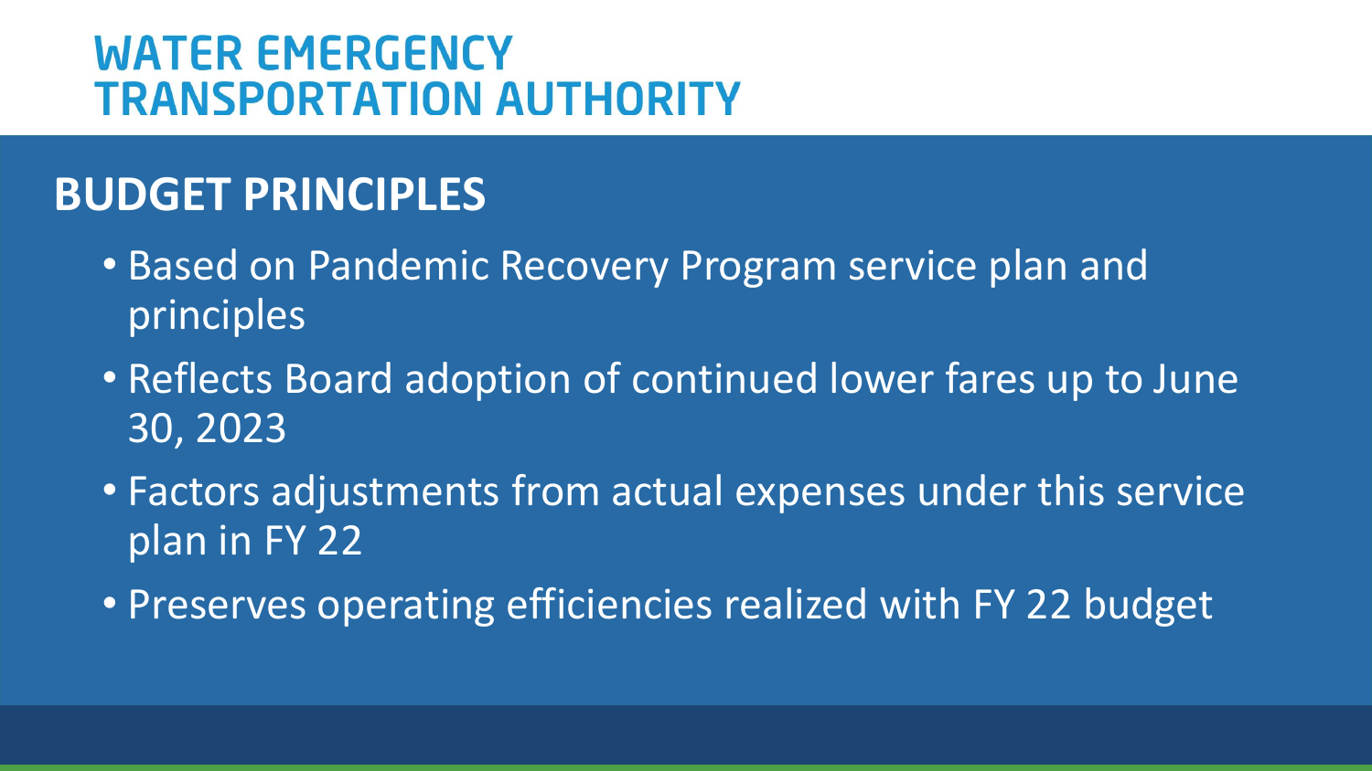# WATER EMERGENCY TRANSPORTATION AUTHORITY

## BUDGET PRINCIPLES

- Based on Pandemic Recovery Program service plan and principles
- Reflects Board adoption of continued lower fares up to June 30, 2023
- Factors adjustments from actual expenses under this service plan in FY 22
- Preserves operating efficiencies realized with FY 22 budget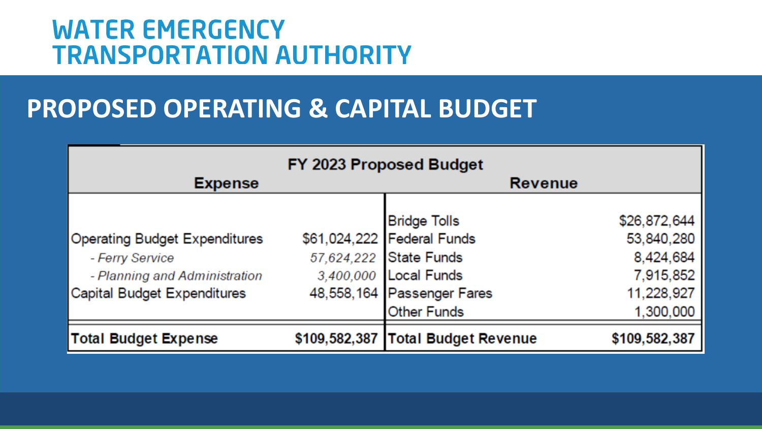# WATER EMERGENCY TRANSPORTATION AUTHORITY

## PROPOSED OPERATING & CAPITAL BUDGET

| FY 2023 Proposed Budget | | | |
|---|---|---|---|
| **Expense** | | **Revenue** | |
| | | Bridge Tolls | $26,872,644 |
| Operating Budget Expenditures | $61,024,222 | Federal Funds | 53,840,280 |
| *- Ferry Service* | *57,624,222* | State Funds | 8,424,684 |
| *- Planning and Administration* | *3,400,000* | Local Funds | 7,915,852 |
| Capital Budget Expenditures | 48,558,164 | Passenger Fares | 11,228,927 |
| | | Other Funds | 1,300,000 |
| **Total Budget Expense** | **$109,582,387** | **Total Budget Revenue** | **$109,582,387** |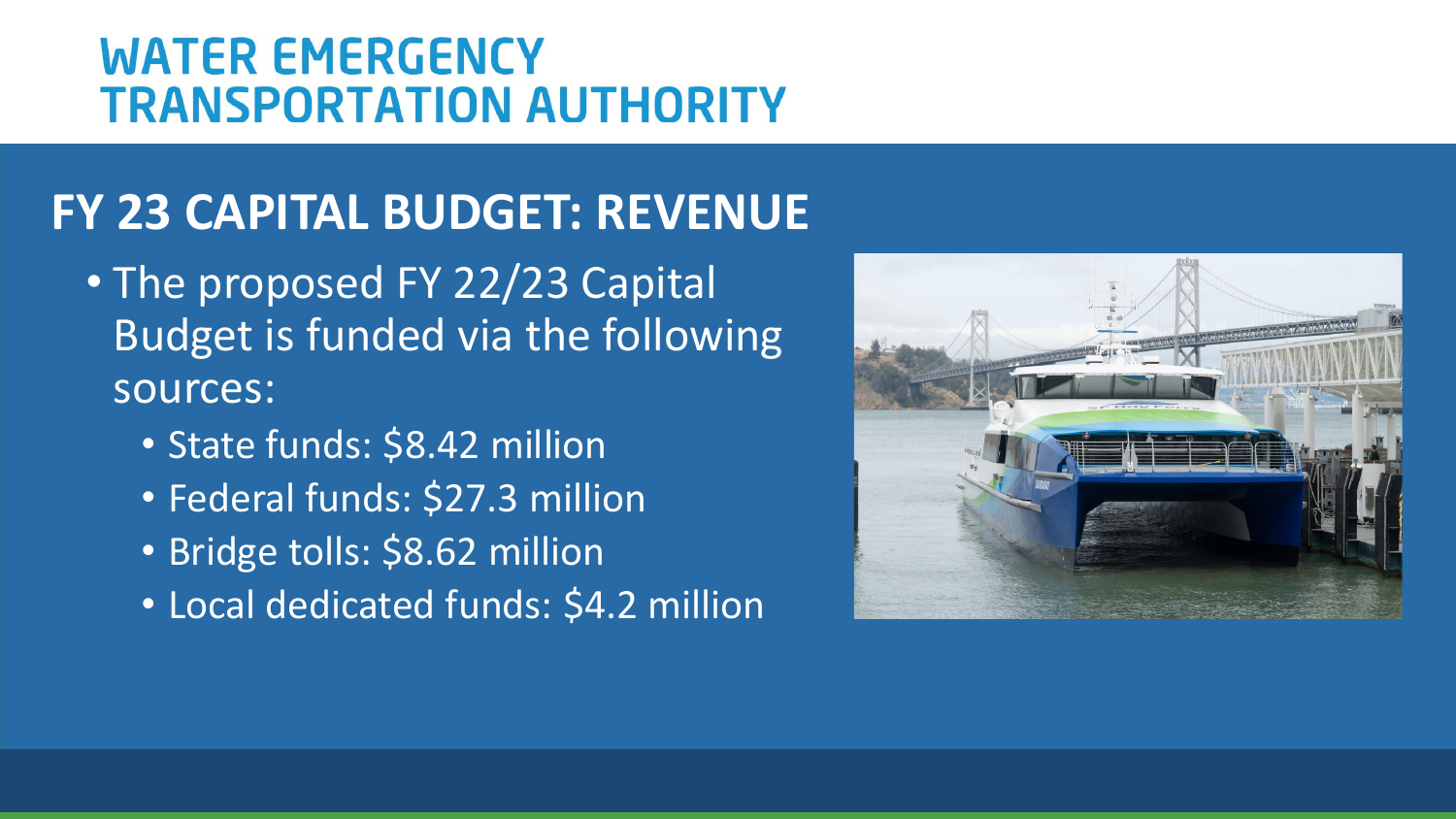# WATER EMERGENCY TRANSPORTATION AUTHORITY

## FY 23 CAPITAL BUDGET: REVENUE

- The proposed FY 22/23 Capital Budget is funded via the following sources:
  - State funds: $8.42 million
  - Federal funds: $27.3 million
  - Bridge tolls: $8.62 million
  - Local dedicated funds: $4.2 million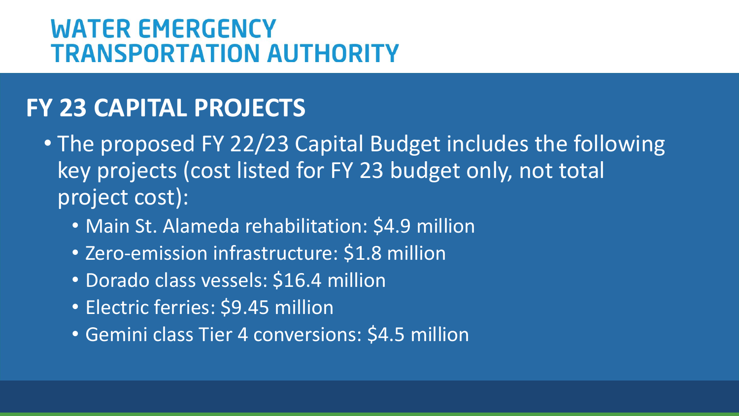# WATER EMERGENCY TRANSPORTATION AUTHORITY

## FY 23 CAPITAL PROJECTS

- The proposed FY 22/23 Capital Budget includes the following key projects (cost listed for FY 23 budget only, not total project cost):
  - Main St. Alameda rehabilitation: $4.9 million
  - Zero-emission infrastructure: $1.8 million
  - Dorado class vessels: $16.4 million
  - Electric ferries: $9.45 million
  - Gemini class Tier 4 conversions: $4.5 million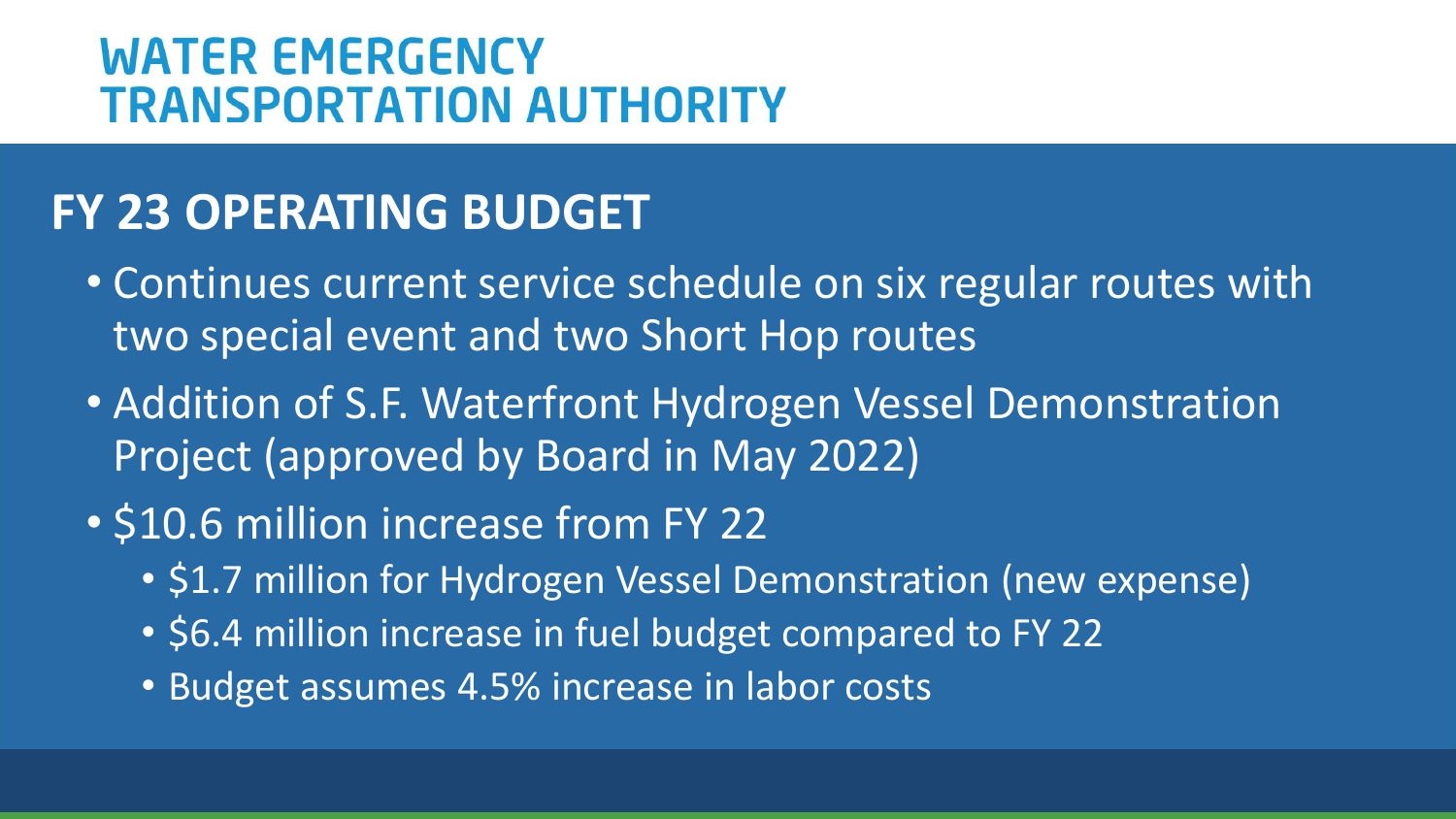# WATER EMERGENCY TRANSPORTATION AUTHORITY

## FY 23 OPERATING BUDGET

- Continues current service schedule on six regular routes with two special event and two Short Hop routes
- Addition of S.F. Waterfront Hydrogen Vessel Demonstration Project (approved by Board in May 2022)
- $10.6 million increase from FY 22
  - $1.7 million for Hydrogen Vessel Demonstration (new expense)
  - $6.4 million increase in fuel budget compared to FY 22
  - Budget assumes 4.5% increase in labor costs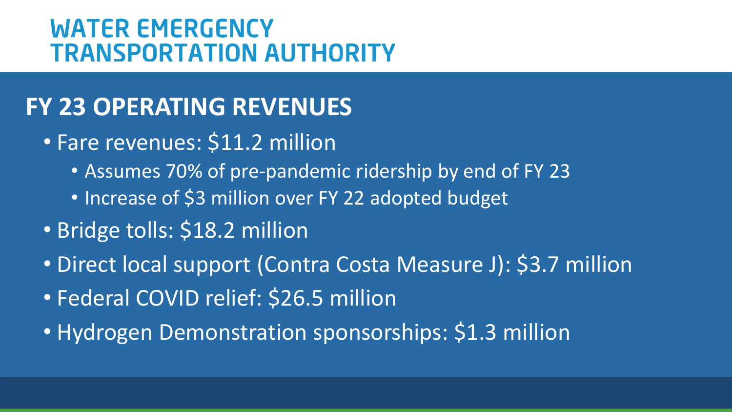# WATER EMERGENCY TRANSPORTATION AUTHORITY

## FY 23 OPERATING REVENUES

- Fare revenues: $11.2 million
  - Assumes 70% of pre-pandemic ridership by end of FY 23
  - Increase of $3 million over FY 22 adopted budget
- Bridge tolls: $18.2 million
- Direct local support (Contra Costa Measure J): $3.7 million
- Federal COVID relief: $26.5 million
- Hydrogen Demonstration sponsorships: $1.3 million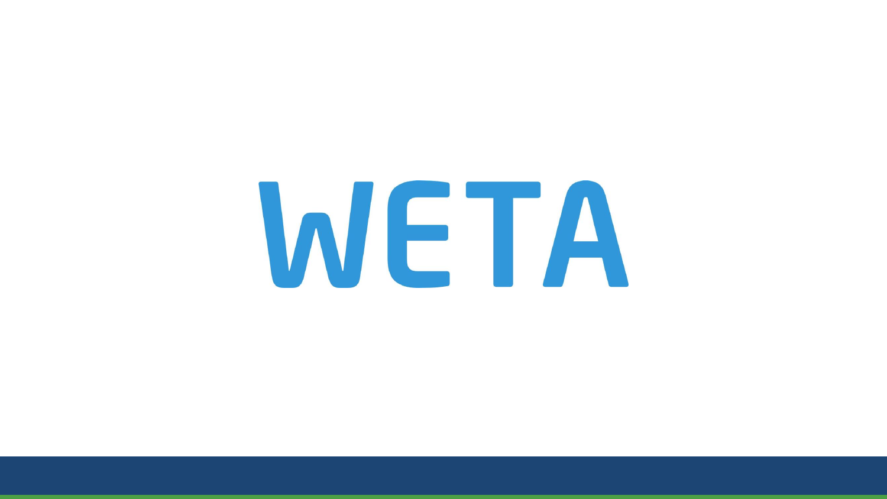# WETA